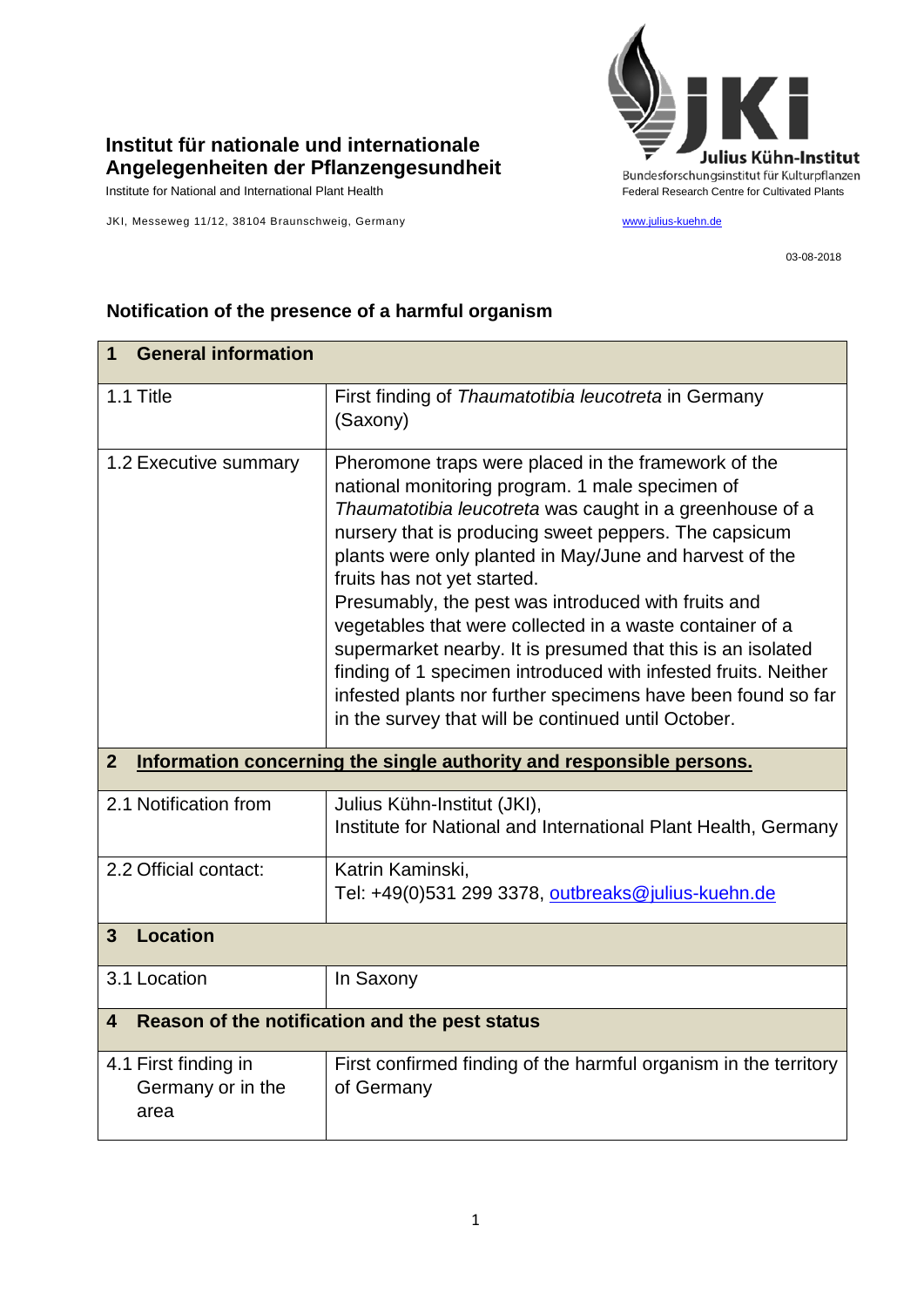**Institut für nationale und internationale Angelegenheiten der Pflanzengesundheit**

Institute for National and International Plant Health

JKI, Messeweg 11/12, 38104 Braunschweig, Germany

Julius Kühn-Institut
Bundesforschungsinstitut für Kulturpflanzen
Federal Research Centre for Cultivated Plants

www.julius-kuehn.de

03-08-2018

## Notification of the presence of a harmful organism

| **1 General information** | |
|---|---|
| 1.1 Title | First finding of *Thaumatotibia leucotreta* in Germany (Saxony) |
| 1.2 Executive summary | Pheromone traps were placed in the framework of the national monitoring program. 1 male specimen of *Thaumatotibia leucotreta* was caught in a greenhouse of a nursery that is producing sweet peppers. The capsicum plants were only planted in May/June and harvest of the fruits has not yet started.<br>Presumably, the pest was introduced with fruits and vegetables that were collected in a waste container of a supermarket nearby. It is presumed that this is an isolated finding of 1 specimen introduced with infested fruits. Neither infested plants nor further specimens have been found so far in the survey that will be continued until October. |
| **2 Information concerning the single authority and responsible persons.** | |
| 2.1 Notification from | Julius Kühn-Institut (JKI),<br>Institute for National and International Plant Health, Germany |
| 2.2 Official contact: | Katrin Kaminski,<br>Tel: +49(0)531 299 3378, outbreaks@julius-kuehn.de |
| **3 Location** | |
| 3.1 Location | In Saxony |
| **4 Reason of the notification and the pest status** | |
| 4.1 First finding in Germany or in the area | First confirmed finding of the harmful organism in the territory of Germany |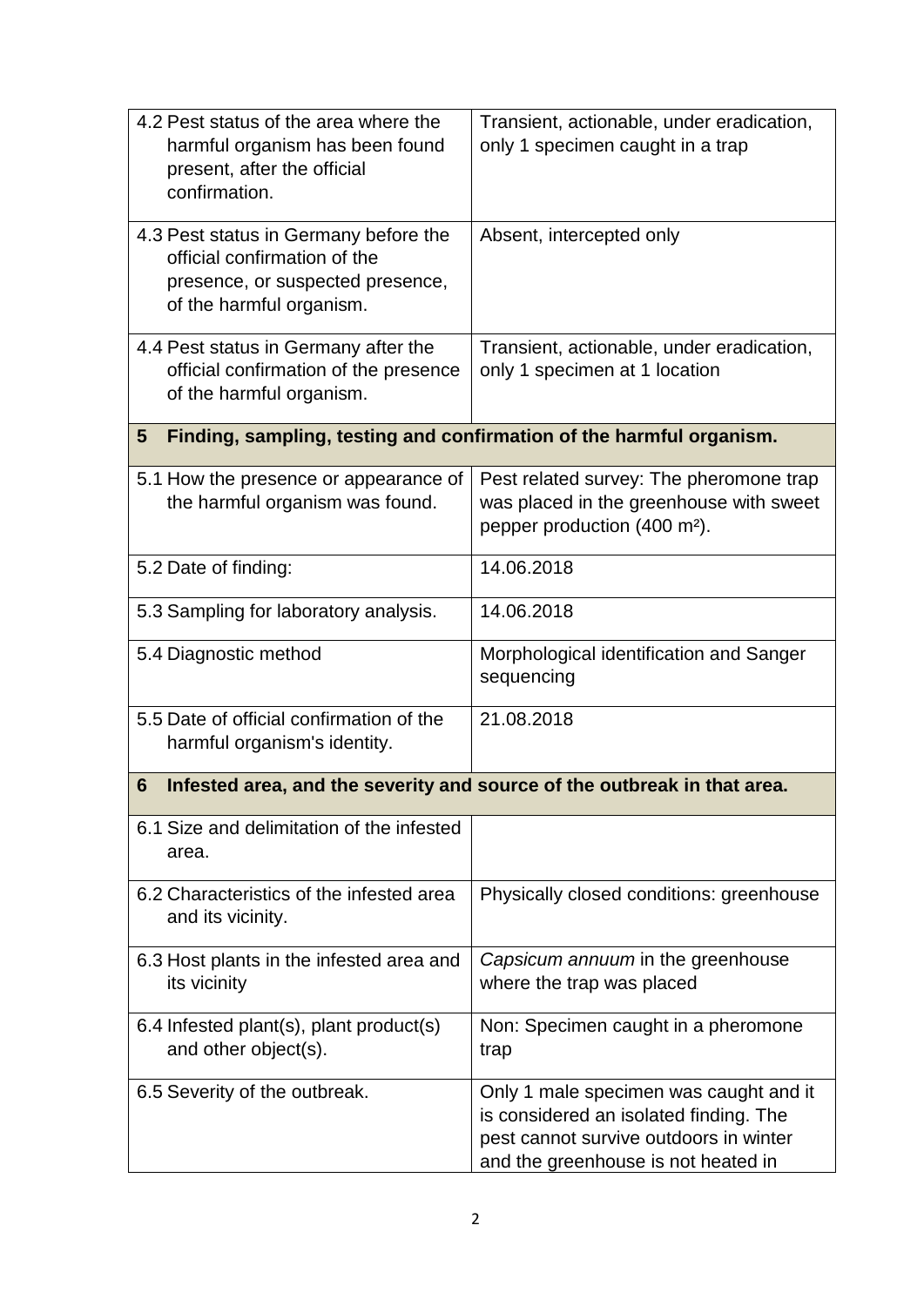| | |
|---|---|
| 4.2 Pest status of the area where the harmful organism has been found present, after the official confirmation. | Transient, actionable, under eradication, only 1 specimen caught in a trap |
| 4.3 Pest status in Germany before the official confirmation of the presence, or suspected presence, of the harmful organism. | Absent, intercepted only |
| 4.4 Pest status in Germany after the official confirmation of the presence of the harmful organism. | Transient, actionable, under eradication, only 1 specimen at 1 location |
| **5 Finding, sampling, testing and confirmation of the harmful organism.** | |
| 5.1 How the presence or appearance of the harmful organism was found. | Pest related survey: The pheromone trap was placed in the greenhouse with sweet pepper production (400 m²). |
| 5.2 Date of finding: | 14.06.2018 |
| 5.3 Sampling for laboratory analysis. | 14.06.2018 |
| 5.4 Diagnostic method | Morphological identification and Sanger sequencing |
| 5.5 Date of official confirmation of the harmful organism's identity. | 21.08.2018 |
| **6 Infested area, and the severity and source of the outbreak in that area.** | |
| 6.1 Size and delimitation of the infested area. | |
| 6.2 Characteristics of the infested area and its vicinity. | Physically closed conditions: greenhouse |
| 6.3 Host plants in the infested area and its vicinity | *Capsicum annuum* in the greenhouse where the trap was placed |
| 6.4 Infested plant(s), plant product(s) and other object(s). | Non: Specimen caught in a pheromone trap |
| 6.5 Severity of the outbreak. | Only 1 male specimen was caught and it is considered an isolated finding. The pest cannot survive outdoors in winter and the greenhouse is not heated in |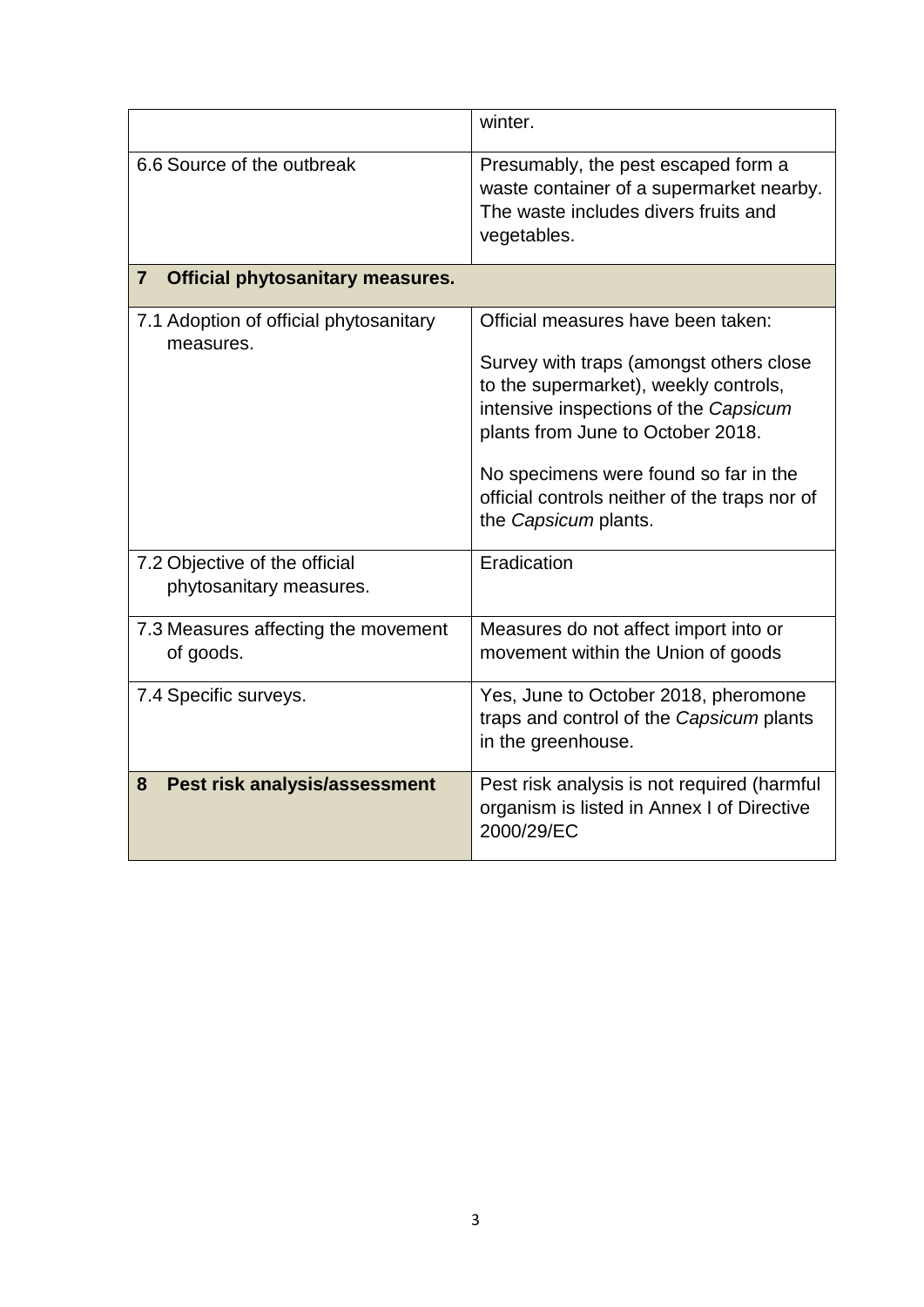| | |
|---|---|
| | winter. |
| 6.6 Source of the outbreak | Presumably, the pest escaped form a waste container of a supermarket nearby. The waste includes divers fruits and vegetables. |
| **7 Official phytosanitary measures.** | |
| 7.1 Adoption of official phytosanitary measures. | Official measures have been taken:<br><br>Survey with traps (amongst others close to the supermarket), weekly controls, intensive inspections of the *Capsicum* plants from June to October 2018.<br><br>No specimens were found so far in the official controls neither of the traps nor of the *Capsicum* plants. |
| 7.2 Objective of the official phytosanitary measures. | Eradication |
| 7.3 Measures affecting the movement of goods. | Measures do not affect import into or movement within the Union of goods |
| 7.4 Specific surveys. | Yes, June to October 2018, pheromone traps and control of the *Capsicum* plants in the greenhouse. |
| **8 Pest risk analysis/assessment** | Pest risk analysis is not required (harmful organism is listed in Annex I of Directive 2000/29/EC |